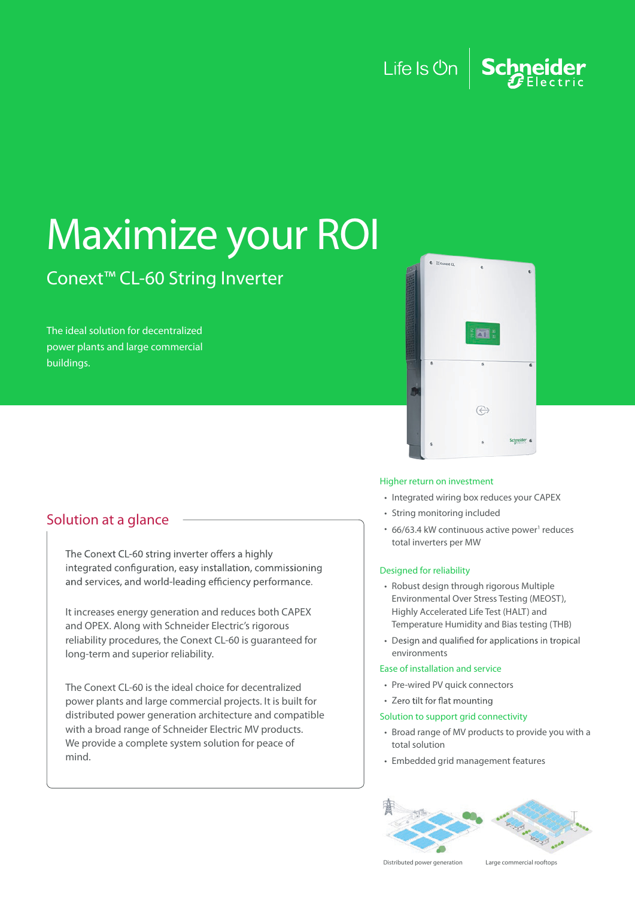Life Is On | Schneider Electric

# Maximize your ROI

## Conext™ CL-60 String Inverter

The ideal solution for decentralized power plants and large commercial buildings.

## Solution at a glance

The Conext CL-60 string inverter offers a highly integrated configuration, easy installation, commissioning and services, and world-leading efficiency performance.

It increases energy generation and reduces both CAPEX and OPEX. Along with Schneider Electric's rigorous reliability procedures, the Conext CL-60 is guaranteed for long-term and superior reliability.

The Conext CL-60 is the ideal choice for decentralized power plants and large commercial projects. It is built for distributed power generation architecture and compatible with a broad range of Schneider Electric MV products. We provide a complete system solution for peace of mind.

### Higher return on investment

- Integrated wiring box reduces your CAPEX
- String monitoring included
- 66/63.4 kW continuous active power[1] reduces total inverters per MW

### Designed for reliability

- Robust design through rigorous Multiple Environmental Over Stress Testing (MEOST), Highly Accelerated Life Test (HALT) and Temperature Humidity and Bias testing (THB)
- Design and qualified for applications in tropical environments

### Ease of installation and service

- Pre-wired PV quick connectors
- Zero tilt for flat mounting

### Solution to support grid connectivity

- Broad range of MV products to provide you with a total solution
- Embedded grid management features

Distributed power generation

Large commercial rooftops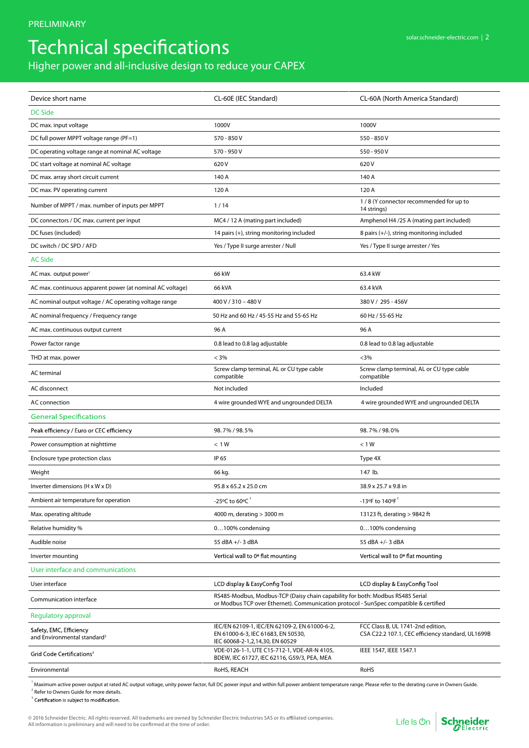PRELIMINARY

# Technical specifications

## Higher power and all-inclusive design to reduce your CAPEX

| Device short name | CL-60E (IEC Standard) | CL-60A (North America Standard) |
|---|---|---|
| **DC Side** | | |
| DC max. input voltage | 1000V | 1000V |
| DC full power MPPT voltage range (PF=1) | 570 - 850 V | 550 - 850 V |
| DC operating voltage range at nominal AC voltage | 570 - 950 V | 550 - 950 V |
| DC start voltage at nominal AC voltage | 620 V | 620 V |
| DC max. array short circuit current | 140 A | 140 A |
| DC max. PV operating current | 120 A | 120 A |
| Number of MPPT / max. number of inputs per MPPT | 1 / 14 | 1 / 8 (Y connector recommended for up to 14 strings) |
| DC connectors / DC max. current per input | MC4 / 12 A (mating part included) | Amphenol H4 /25 A (mating part included) |
| DC fuses (included) | 14 pairs (+), string monitoring included | 8 pairs (+/-), string monitoring included |
| DC switch / DC SPD / AFD | Yes / Type II surge arrester / Null | Yes / Type II surge arrester / Yes |
| **AC Side** | | |
| AC max. output power[1] | 66 kW | 63.4 kW |
| AC max. continuous apparent power (at nominal AC voltage) | 66 kVA | 63.4 kVA |
| AC nominal output voltage / AC operating voltage range | 400 V / 310 – 480 V | 380 V / 295 - 456V |
| AC nominal frequency / Frequency range | 50 Hz and 60 Hz / 45-55 Hz and 55-65 Hz | 60 Hz / 55-65 Hz |
| AC max. continuous output current | 96 A | 96 A |
| Power factor range | 0.8 lead to 0.8 lag adjustable | 0.8 lead to 0.8 lag adjustable |
| THD at max. power | < 3% | <3% |
| AC terminal | Screw clamp terminal, AL or CU type cable compatible | Screw clamp terminal, AL or CU type cable compatible |
| AC disconnect | Not included | Included |
| AC connection | 4 wire grounded WYE and ungrounded DELTA | 4 wire grounded WYE and ungrounded DELTA |
| **General Specifications** | | |
| Peak efficiency / Euro or CEC efficiency | 98.7% / 98.5% | 98.7% / 98.0% |
| Power consumption at nighttime | < 1 W | < 1 W |
| Enclosure type protection class | IP 65 | Type 4X |
| Weight | 66 kg. | 147 lb. |
| Inverter dimensions (H x W x D) | 95.8 x 65.2 x 25.0 cm | 38.9 x 25.7 x 9.8 in |
| Ambient air temperature for operation | -25ºC to 60ºC[2] | -13ºF to 140ºF[2] |
| Max. operating altitude | 4000 m, derating > 3000 m | 13123 ft, derating > 9842 ft |
| Relative humidity % | 0…100% condensing | 0…100% condensing |
| Audible noise | 55 dBA +/- 3 dBA | 55 dBA +/- 3 dBA |
| Inverter mounting | Vertical wall to 0º flat mounting | Vertical wall to 0º flat mounting |
| **User interface and communications** | | |
| User interface | LCD display & EasyConfig Tool | LCD display & EasyConfig Tool |
| Communication interface | RS485-Modbus, Modbus-TCP (Daisy chain capability for both: Modbus RS485 Serial or Modbus TCP over Ethernet). Communication protocol - SunSpec compatible & certified | |
| **Regulatory approval** | | |
| Safety, EMC, Efficiency and Environmental standard[3] | IEC/EN 62109-1, IEC/EN 62109-2, EN 61000-6-2, EN 61000-6-3, IEC 61683, EN 50530, IEC 60068-2-1,2,14,30, EN 60529 | FCC Class B, UL 1741-2nd edition, CSA C22.2 107.1, CEC efficiency standard, UL1699B |
| Grid Code Certifications[3] | VDE-0126-1-1, UTE C15-712-1, VDE-AR-N 4105, BDEW, IEC 61727, IEC 62116, G59/3, PEA, MEA | IEEE 1547, IEEE 1547.1 |
| Environmental | RoHS, REACH | RoHS |

[1] Maximum active power output at rated AC output voltage, unity power factor, full DC power input and within full power ambient temperature range. Please refer to the derating curve in Owners Guide.

[2] Refer to Owners Guide for more details.

[3] Certification is subject to modification.

© 2016 Schneider Electric. All rights reserved. All trademarks are owned by Schneider Electric Industries SAS or its affiliated companies. All information is preliminary and will need to be confirmed at the time of order.